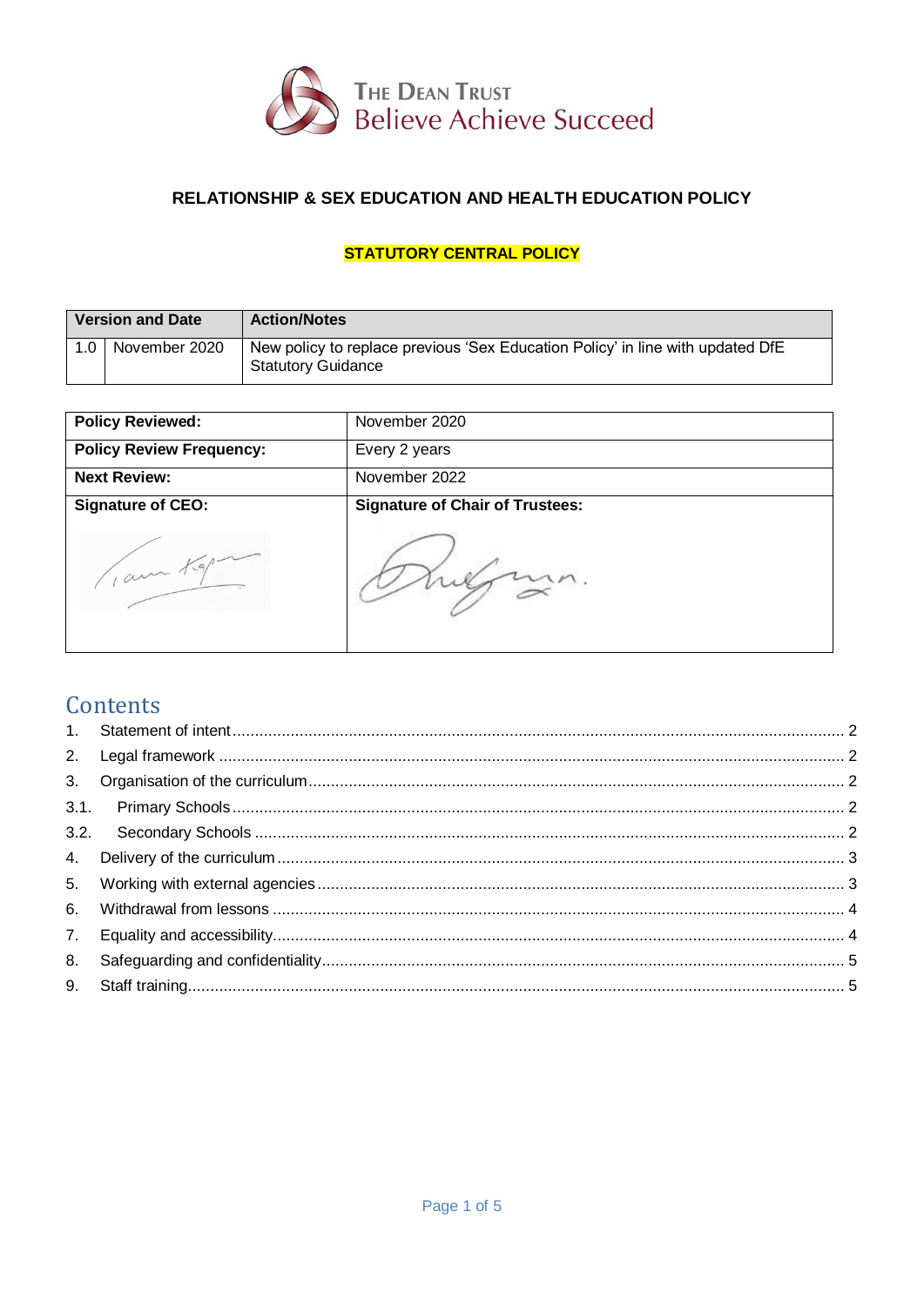THE DEAN TRUST
Believe Achieve Succeed

# RELATIONSHIP & SEX EDUCATION AND HEALTH EDUCATION POLICY

**STATUTORY CENTRAL POLICY**

| Version and Date | | Action/Notes |
|---|---|---|
| 1.0 | November 2020 | New policy to replace previous 'Sex Education Policy' in line with updated DfE Statutory Guidance |

| **Policy Reviewed:** | November 2020 |
|---|---|
| **Policy Review Frequency:** | Every 2 years |
| **Next Review:** | November 2022 |
| **Signature of CEO:** | **Signature of Chair of Trustees:** |

## Contents

1. Statement of intent ........ 2
2. Legal framework ........ 2
3. Organisation of the curriculum ........ 2
   3.1. Primary Schools ........ 2
   3.2. Secondary Schools ........ 2
4. Delivery of the curriculum ........ 3
5. Working with external agencies ........ 3
6. Withdrawal from lessons ........ 4
7. Equality and accessibility ........ 4
8. Safeguarding and confidentiality ........ 5
9. Staff training ........ 5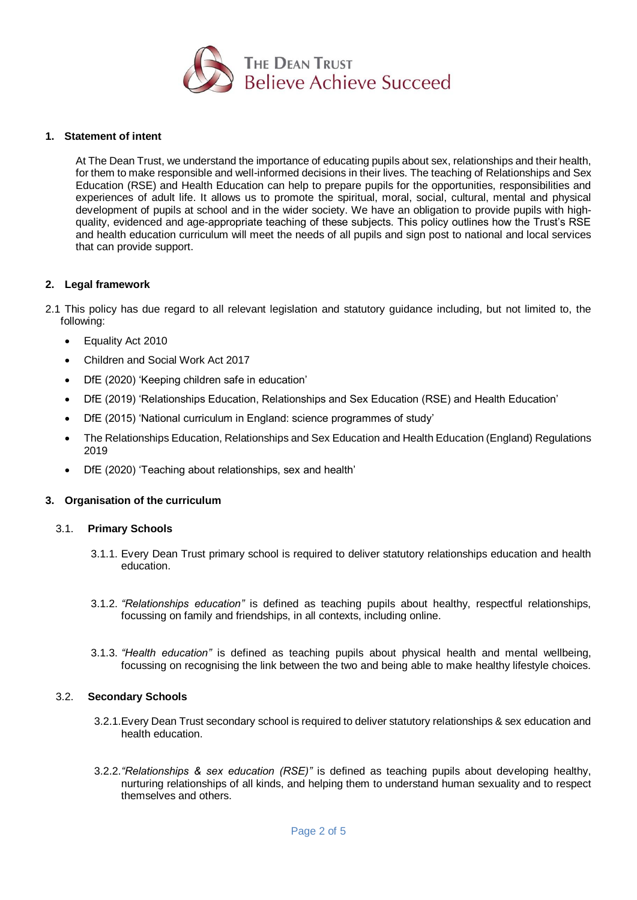The Dean Trust
Believe Achieve Succeed

## 1. Statement of intent

At The Dean Trust, we understand the importance of educating pupils about sex, relationships and their health, for them to make responsible and well-informed decisions in their lives. The teaching of Relationships and Sex Education (RSE) and Health Education can help to prepare pupils for the opportunities, responsibilities and experiences of adult life. It allows us to promote the spiritual, moral, social, cultural, mental and physical development of pupils at school and in the wider society. We have an obligation to provide pupils with high-quality, evidenced and age-appropriate teaching of these subjects. This policy outlines how the Trust's RSE and health education curriculum will meet the needs of all pupils and sign post to national and local services that can provide support.

## 2. Legal framework

2.1 This policy has due regard to all relevant legislation and statutory guidance including, but not limited to, the following:

- Equality Act 2010
- Children and Social Work Act 2017
- DfE (2020) 'Keeping children safe in education'
- DfE (2019) 'Relationships Education, Relationships and Sex Education (RSE) and Health Education'
- DfE (2015) 'National curriculum in England: science programmes of study'
- The Relationships Education, Relationships and Sex Education and Health Education (England) Regulations 2019
- DfE (2020) 'Teaching about relationships, sex and health'

## 3. Organisation of the curriculum

### 3.1. Primary Schools

3.1.1. Every Dean Trust primary school is required to deliver statutory relationships education and health education.

3.1.2. *"Relationships education"* is defined as teaching pupils about healthy, respectful relationships, focussing on family and friendships, in all contexts, including online.

3.1.3. *"Health education"* is defined as teaching pupils about physical health and mental wellbeing, focussing on recognising the link between the two and being able to make healthy lifestyle choices.

### 3.2. Secondary Schools

3.2.1. Every Dean Trust secondary school is required to deliver statutory relationships & sex education and health education.

3.2.2. *"Relationships & sex education (RSE)"* is defined as teaching pupils about developing healthy, nurturing relationships of all kinds, and helping them to understand human sexuality and to respect themselves and others.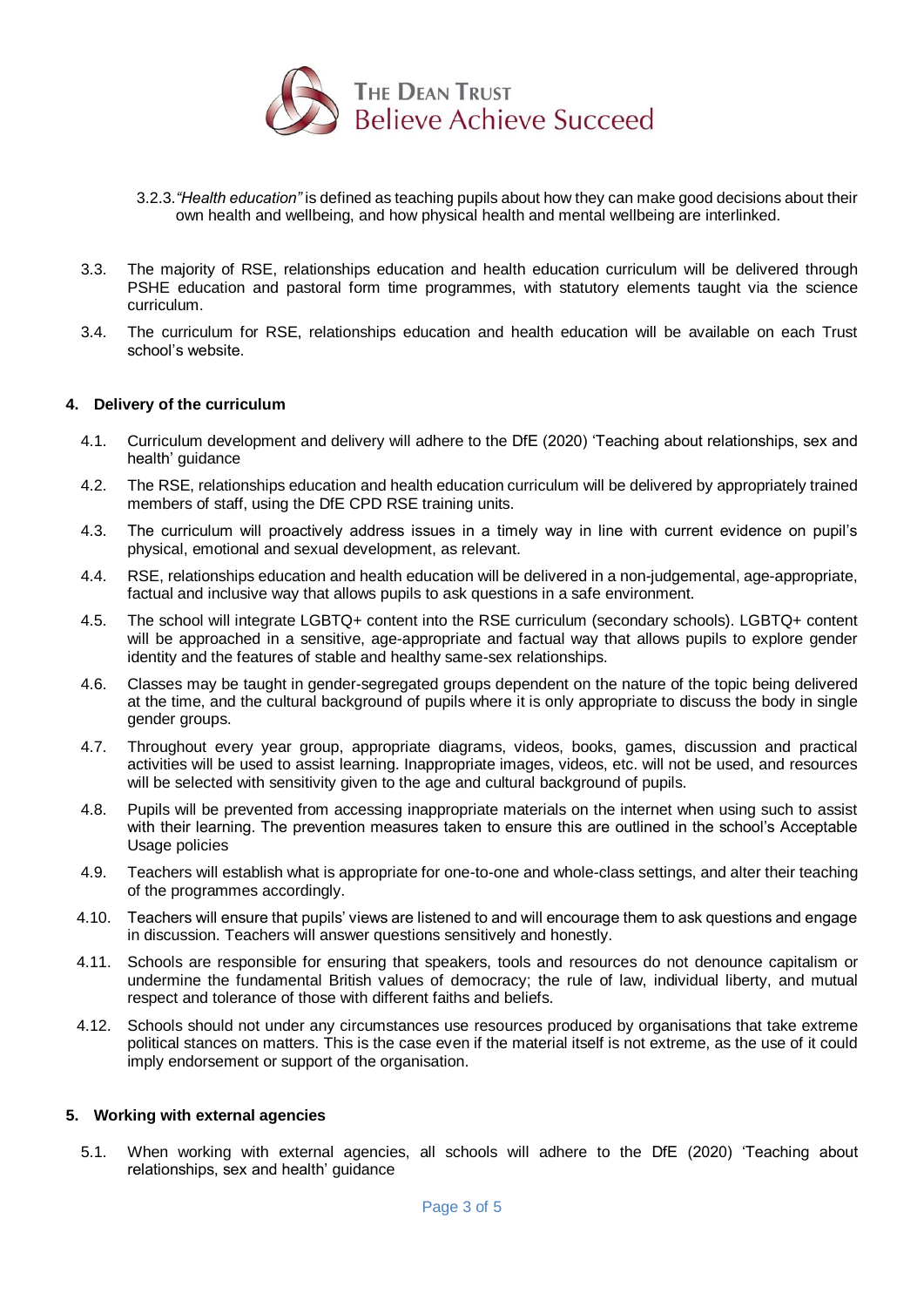3.2.3. *"Health education"* is defined as teaching pupils about how they can make good decisions about their own health and wellbeing, and how physical health and mental wellbeing are interlinked.

3.3. The majority of RSE, relationships education and health education curriculum will be delivered through PSHE education and pastoral form time programmes, with statutory elements taught via the science curriculum.

3.4. The curriculum for RSE, relationships education and health education will be available on each Trust school's website.

## 4. Delivery of the curriculum

4.1. Curriculum development and delivery will adhere to the DfE (2020) 'Teaching about relationships, sex and health' guidance

4.2. The RSE, relationships education and health education curriculum will be delivered by appropriately trained members of staff, using the DfE CPD RSE training units.

4.3. The curriculum will proactively address issues in a timely way in line with current evidence on pupil's physical, emotional and sexual development, as relevant.

4.4. RSE, relationships education and health education will be delivered in a non-judgemental, age-appropriate, factual and inclusive way that allows pupils to ask questions in a safe environment.

4.5. The school will integrate LGBTQ+ content into the RSE curriculum (secondary schools). LGBTQ+ content will be approached in a sensitive, age-appropriate and factual way that allows pupils to explore gender identity and the features of stable and healthy same-sex relationships.

4.6. Classes may be taught in gender-segregated groups dependent on the nature of the topic being delivered at the time, and the cultural background of pupils where it is only appropriate to discuss the body in single gender groups.

4.7. Throughout every year group, appropriate diagrams, videos, books, games, discussion and practical activities will be used to assist learning. Inappropriate images, videos, etc. will not be used, and resources will be selected with sensitivity given to the age and cultural background of pupils.

4.8. Pupils will be prevented from accessing inappropriate materials on the internet when using such to assist with their learning. The prevention measures taken to ensure this are outlined in the school's Acceptable Usage policies

4.9. Teachers will establish what is appropriate for one-to-one and whole-class settings, and alter their teaching of the programmes accordingly.

4.10. Teachers will ensure that pupils' views are listened to and will encourage them to ask questions and engage in discussion. Teachers will answer questions sensitively and honestly.

4.11. Schools are responsible for ensuring that speakers, tools and resources do not denounce capitalism or undermine the fundamental British values of democracy; the rule of law, individual liberty, and mutual respect and tolerance of those with different faiths and beliefs.

4.12. Schools should not under any circumstances use resources produced by organisations that take extreme political stances on matters. This is the case even if the material itself is not extreme, as the use of it could imply endorsement or support of the organisation.

## 5. Working with external agencies

5.1. When working with external agencies, all schools will adhere to the DfE (2020) 'Teaching about relationships, sex and health' guidance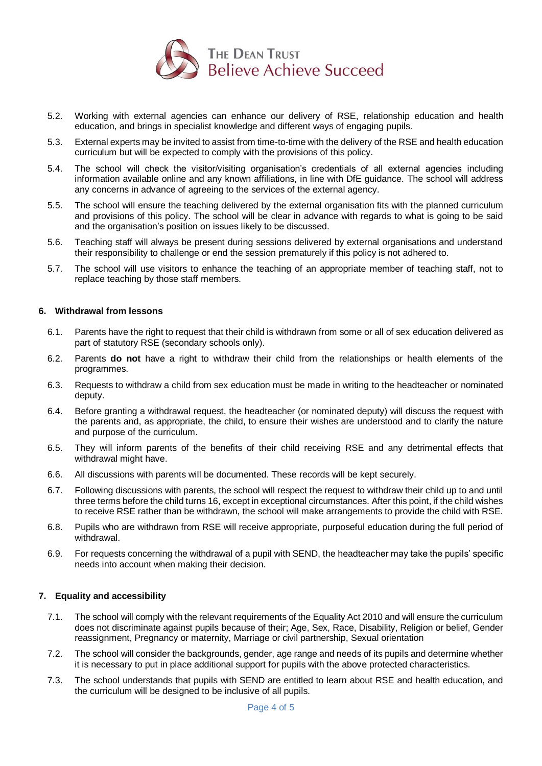5.2. Working with external agencies can enhance our delivery of RSE, relationship education and health education, and brings in specialist knowledge and different ways of engaging pupils.

5.3. External experts may be invited to assist from time-to-time with the delivery of the RSE and health education curriculum but will be expected to comply with the provisions of this policy.

5.4. The school will check the visitor/visiting organisation's credentials of all external agencies including information available online and any known affiliations, in line with DfE guidance. The school will address any concerns in advance of agreeing to the services of the external agency.

5.5. The school will ensure the teaching delivered by the external organisation fits with the planned curriculum and provisions of this policy. The school will be clear in advance with regards to what is going to be said and the organisation's position on issues likely to be discussed.

5.6. Teaching staff will always be present during sessions delivered by external organisations and understand their responsibility to challenge or end the session prematurely if this policy is not adhered to.

5.7. The school will use visitors to enhance the teaching of an appropriate member of teaching staff, not to replace teaching by those staff members.

## 6. Withdrawal from lessons

6.1. Parents have the right to request that their child is withdrawn from some or all of sex education delivered as part of statutory RSE (secondary schools only).

6.2. Parents **do not** have a right to withdraw their child from the relationships or health elements of the programmes.

6.3. Requests to withdraw a child from sex education must be made in writing to the headteacher or nominated deputy.

6.4. Before granting a withdrawal request, the headteacher (or nominated deputy) will discuss the request with the parents and, as appropriate, the child, to ensure their wishes are understood and to clarify the nature and purpose of the curriculum.

6.5. They will inform parents of the benefits of their child receiving RSE and any detrimental effects that withdrawal might have.

6.6. All discussions with parents will be documented. These records will be kept securely.

6.7. Following discussions with parents, the school will respect the request to withdraw their child up to and until three terms before the child turns 16, except in exceptional circumstances. After this point, if the child wishes to receive RSE rather than be withdrawn, the school will make arrangements to provide the child with RSE.

6.8. Pupils who are withdrawn from RSE will receive appropriate, purposeful education during the full period of withdrawal.

6.9. For requests concerning the withdrawal of a pupil with SEND, the headteacher may take the pupils' specific needs into account when making their decision.

## 7. Equality and accessibility

7.1. The school will comply with the relevant requirements of the Equality Act 2010 and will ensure the curriculum does not discriminate against pupils because of their; Age, Sex, Race, Disability, Religion or belief, Gender reassignment, Pregnancy or maternity, Marriage or civil partnership, Sexual orientation

7.2. The school will consider the backgrounds, gender, age range and needs of its pupils and determine whether it is necessary to put in place additional support for pupils with the above protected characteristics.

7.3. The school understands that pupils with SEND are entitled to learn about RSE and health education, and the curriculum will be designed to be inclusive of all pupils.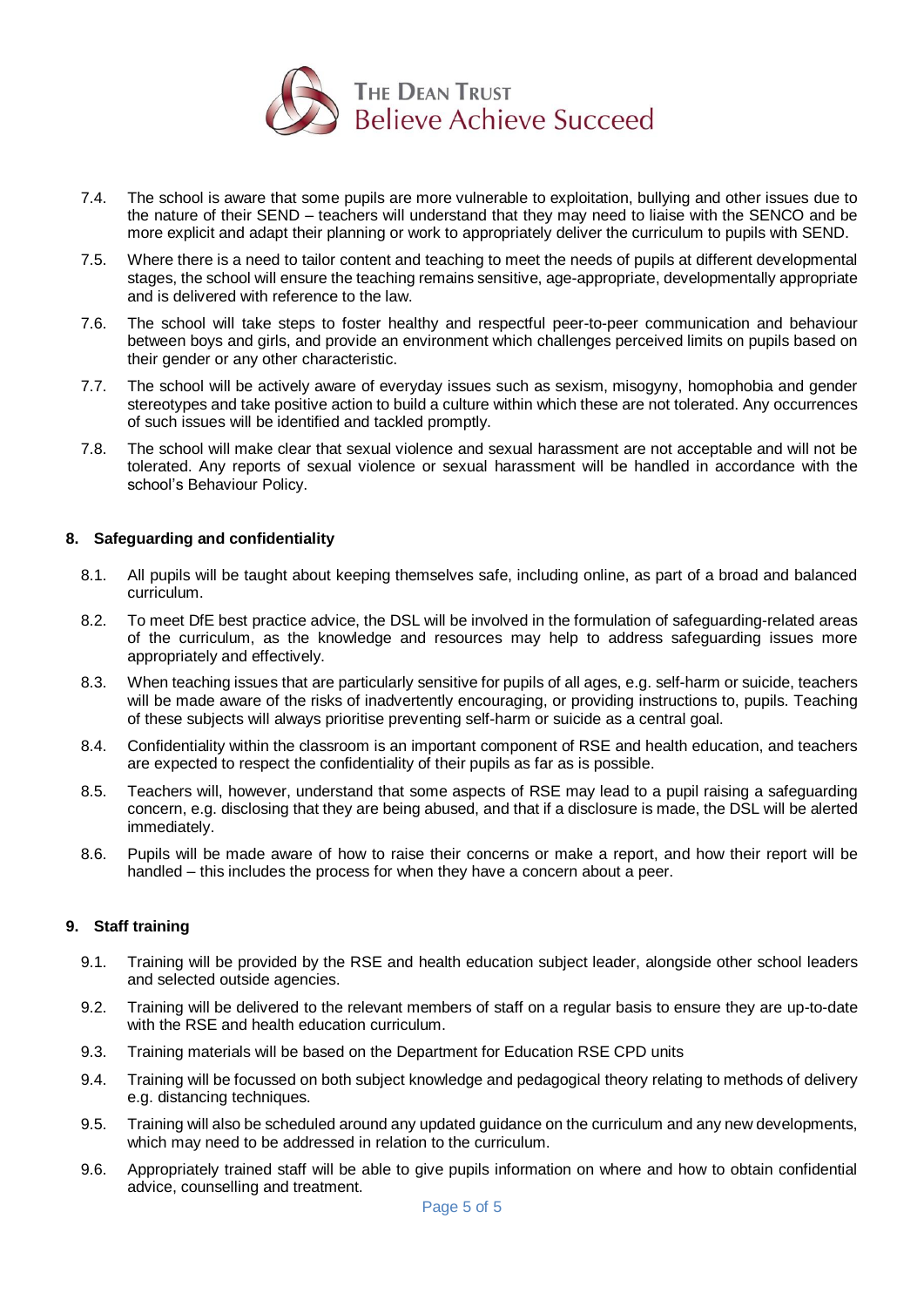7.4. The school is aware that some pupils are more vulnerable to exploitation, bullying and other issues due to the nature of their SEND – teachers will understand that they may need to liaise with the SENCO and be more explicit and adapt their planning or work to appropriately deliver the curriculum to pupils with SEND.

7.5. Where there is a need to tailor content and teaching to meet the needs of pupils at different developmental stages, the school will ensure the teaching remains sensitive, age-appropriate, developmentally appropriate and is delivered with reference to the law.

7.6. The school will take steps to foster healthy and respectful peer-to-peer communication and behaviour between boys and girls, and provide an environment which challenges perceived limits on pupils based on their gender or any other characteristic.

7.7. The school will be actively aware of everyday issues such as sexism, misogyny, homophobia and gender stereotypes and take positive action to build a culture within which these are not tolerated. Any occurrences of such issues will be identified and tackled promptly.

7.8. The school will make clear that sexual violence and sexual harassment are not acceptable and will not be tolerated. Any reports of sexual violence or sexual harassment will be handled in accordance with the school's Behaviour Policy.

## 8. Safeguarding and confidentiality

8.1. All pupils will be taught about keeping themselves safe, including online, as part of a broad and balanced curriculum.

8.2. To meet DfE best practice advice, the DSL will be involved in the formulation of safeguarding-related areas of the curriculum, as the knowledge and resources may help to address safeguarding issues more appropriately and effectively.

8.3. When teaching issues that are particularly sensitive for pupils of all ages, e.g. self-harm or suicide, teachers will be made aware of the risks of inadvertently encouraging, or providing instructions to, pupils. Teaching of these subjects will always prioritise preventing self-harm or suicide as a central goal.

8.4. Confidentiality within the classroom is an important component of RSE and health education, and teachers are expected to respect the confidentiality of their pupils as far as is possible.

8.5. Teachers will, however, understand that some aspects of RSE may lead to a pupil raising a safeguarding concern, e.g. disclosing that they are being abused, and that if a disclosure is made, the DSL will be alerted immediately.

8.6. Pupils will be made aware of how to raise their concerns or make a report, and how their report will be handled – this includes the process for when they have a concern about a peer.

## 9. Staff training

9.1. Training will be provided by the RSE and health education subject leader, alongside other school leaders and selected outside agencies.

9.2. Training will be delivered to the relevant members of staff on a regular basis to ensure they are up-to-date with the RSE and health education curriculum.

9.3. Training materials will be based on the Department for Education RSE CPD units

9.4. Training will be focussed on both subject knowledge and pedagogical theory relating to methods of delivery e.g. distancing techniques.

9.5. Training will also be scheduled around any updated guidance on the curriculum and any new developments, which may need to be addressed in relation to the curriculum.

9.6. Appropriately trained staff will be able to give pupils information on where and how to obtain confidential advice, counselling and treatment.